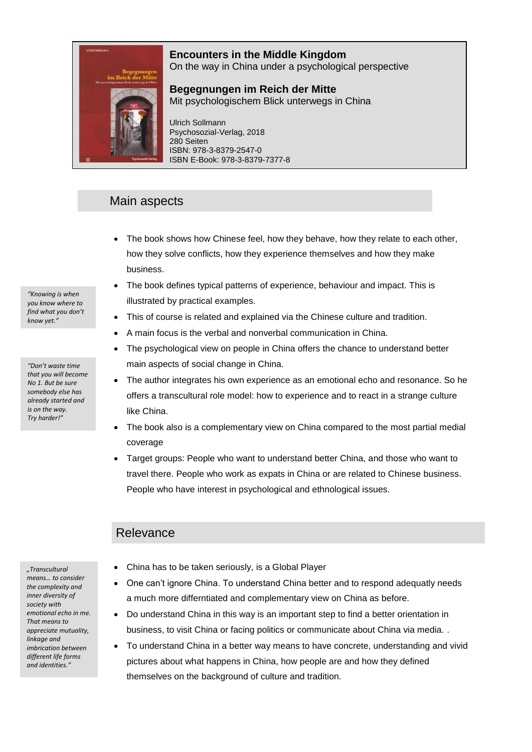**Encounters in the Middle Kingdom**
On the way in China under a psychological perspective

**Begegnungen im Reich der Mitte**
Mit psychologischem Blick unterwegs in China

Ulrich Sollmann
Psychosozial-Verlag, 2018
280 Seiten
ISBN: 978-3-8379-2547-0
ISBN E-Book: 978-3-8379-7377-8

## Main aspects

*"Knowing is when you know where to find what you don't know yet."*

*"Don't waste time that you will become No 1. But be sure somebody else has already started and is on the way. Try harder!"*

- The book shows how Chinese feel, how they behave, how they relate to each other, how they solve conflicts, how they experience themselves and how they make business.
- The book defines typical patterns of experience, behaviour and impact. This is illustrated by practical examples.
- This of course is related and explained via the Chinese culture and tradition.
- A main focus is the verbal and nonverbal communication in China.
- The psychological view on people in China offers the chance to understand better main aspects of social change in China.
- The author integrates his own experience as an emotional echo and resonance. So he offers a transcultural role model: how to experience and to react in a strange culture like China.
- The book also is a complementary view on China compared to the most partial medial coverage
- Target groups: People who want to understand better China, and those who want to travel there. People who work as expats in China or are related to Chinese business. People who have interest in psychological and ethnological issues.

## Relevance

*„Transcultural means… to consider the complexity and inner diversity of society with emotional echo in me. That means to appreciate mutuality, linkage and imbrication between different life forms and identities."*

- China has to be taken seriously, is a Global Player
- One can't ignore China. To understand China better and to respond adequatly needs a much more differntiated and complementary view on China as before.
- Do understand China in this way is an important step to find a better orientation in business, to visit China or facing politics or communicate about China via media. .
- To understand China in a better way means to have concrete, understanding and vivid pictures about what happens in China, how people are and how they defined themselves on the background of culture and tradition.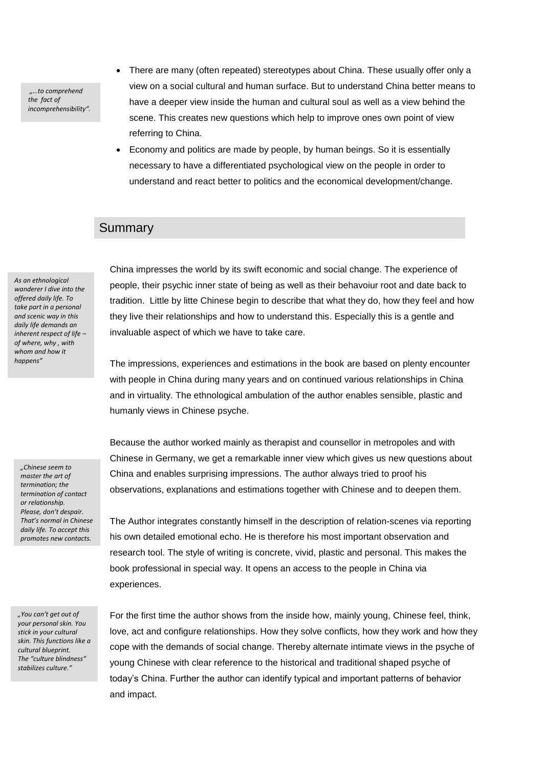> „…to comprehend the fact of incomprehensibility“.

- There are many (often repeated) stereotypes about China. These usually offer only a view on a social cultural and human surface. But to understand China better means to have a deeper view inside the human and cultural soul as well as a view behind the scene. This creates new questions which help to improve ones own point of view referring to China.
- Economy and politics are made by people, by human beings. So it is essentially necessary to have a differentiated psychological view on the people in order to understand and react better to politics and the economical development/change.

## Summary

> *As an ethnological wanderer I dive into the offered daily life. To take part in a personal and scenic way in this daily life demands an inherent respect of life – of where, why , with whom and how it happens"*

China impresses the world by its swift economic and social change. The experience of people, their psychic inner state of being as well as their behavoiur root and date back to tradition. Little by litte Chinese begin to describe that what they do, how they feel and how they live their relationships and how to understand this. Especially this is a gentle and invaluable aspect of which we have to take care.

The impressions, experiences and estimations in the book are based on plenty encounter with people in China during many years and on continued various relationships in China and in virtuality. The ethnological ambulation of the author enables sensible, plastic and humanly views in Chinese psyche.

> *„Chinese seem to master the art of termination; the termination of contact or relationship. Please, don't despair. That's normal in Chinese daily life. To accept this promotes new contacts.*

Because the author worked mainly as therapist and counsellor in metropoles and with Chinese in Germany, we get a remarkable inner view which gives us new questions about China and enables surprising impressions. The author always tried to proof his observations, explanations and estimations together with Chinese and to deepen them.

The Author integrates constantly himself in the description of relation-scenes via reporting his own detailed emotional echo. He is therefore his most important observation and research tool. The style of writing is concrete, vivid, plastic and personal. This makes the book professional in special way. It opens an access to the people in China via experiences.

> *„You can't get out of your personal skin. You stick in your cultural skin. This functions like a cultural blueprint. The "culture blindness" stabilizes culture."*

For the first time the author shows from the inside how, mainly young, Chinese feel, think, love, act and configure relationships. How they solve conflicts, how they work and how they cope with the demands of social change. Thereby alternate intimate views in the psyche of young Chinese with clear reference to the historical and traditional shaped psyche of today's China. Further the author can identify typical and important patterns of behavior and impact.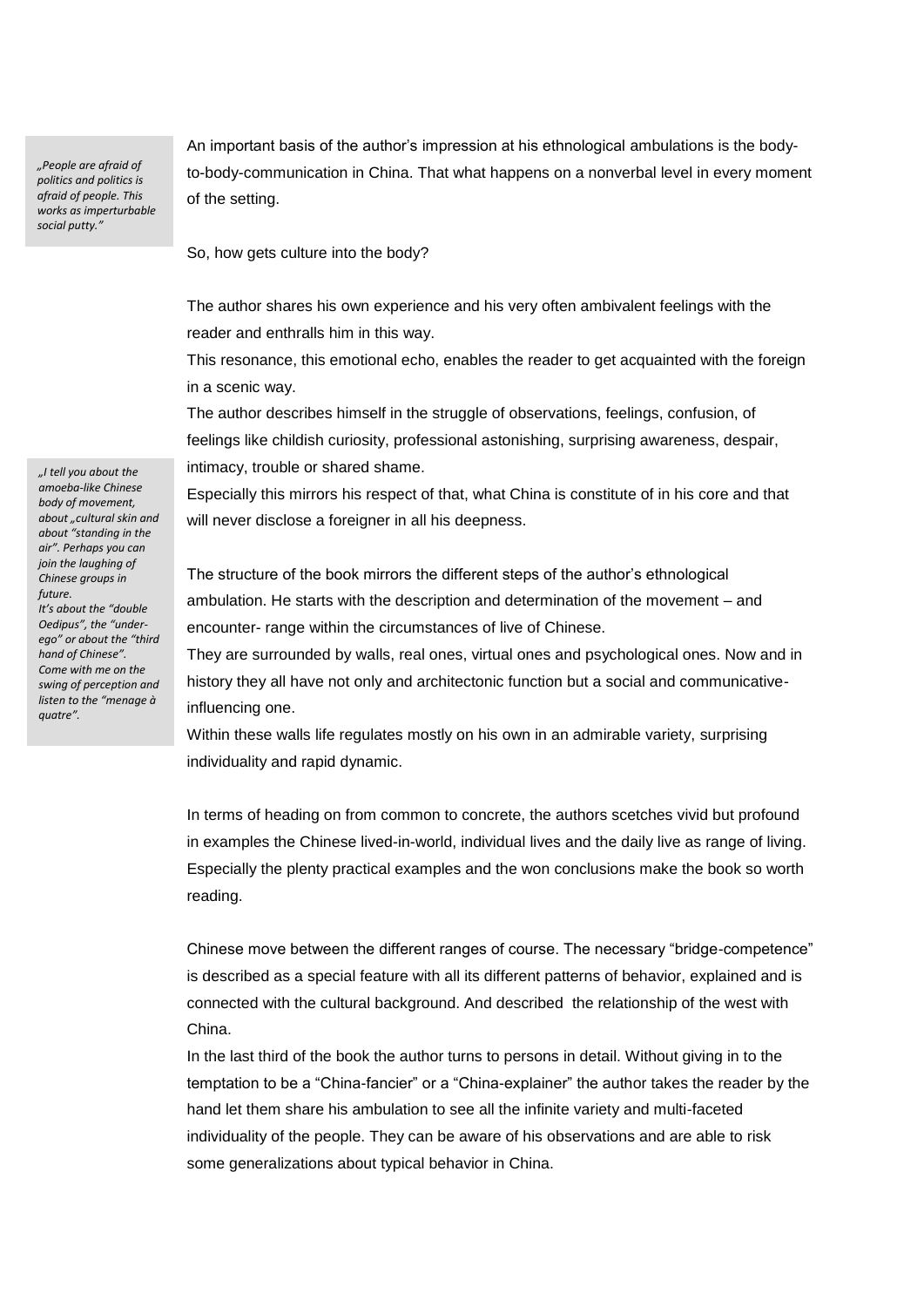> *„People are afraid of politics and politics is afraid of people. This works as imperturbable social putty."*

An important basis of the author's impression at his ethnological ambulations is the body-to-body-communication in China. That what happens on a nonverbal level in every moment of the setting.

So, how gets culture into the body?

The author shares his own experience and his very often ambivalent feelings with the reader and enthralls him in this way.
This resonance, this emotional echo, enables the reader to get acquainted with the foreign in a scenic way.
The author describes himself in the struggle of observations, feelings, confusion, of feelings like childish curiosity, professional astonishing, surprising awareness, despair, intimacy, trouble or shared shame.
Especially this mirrors his respect of that, what China is constitute of in his core and that will never disclose a foreigner in all his deepness.

> *„I tell you about the amoeba-like Chinese body of movement, about „cultural skin and about "standing in the air". Perhaps you can join the laughing of Chinese groups in future.*
> *It's about the "double Oedipus", the "under-ego" or about the "third hand of Chinese". Come with me on the swing of perception and listen to the "menage à quatre".*

The structure of the book mirrors the different steps of the author's ethnological ambulation. He starts with the description and determination of the movement – and encounter- range within the circumstances of live of Chinese.
They are surrounded by walls, real ones, virtual ones and psychological ones. Now and in history they all have not only and architectonic function but a social and communicative-influencing one.
Within these walls life regulates mostly on his own in an admirable variety, surprising individuality and rapid dynamic.

In terms of heading on from common to concrete, the authors scetches vivid but profound in examples the Chinese lived-in-world, individual lives and the daily live as range of living. Especially the plenty practical examples and the won conclusions make the book so worth reading.

Chinese move between the different ranges of course. The necessary "bridge-competence" is described as a special feature with all its different patterns of behavior, explained and is connected with the cultural background. And described the relationship of the west with China.
In the last third of the book the author turns to persons in detail. Without giving in to the temptation to be a "China-fancier" or a "China-explainer" the author takes the reader by the hand let them share his ambulation to see all the infinite variety and multi-faceted individuality of the people. They can be aware of his observations and are able to risk some generalizations about typical behavior in China.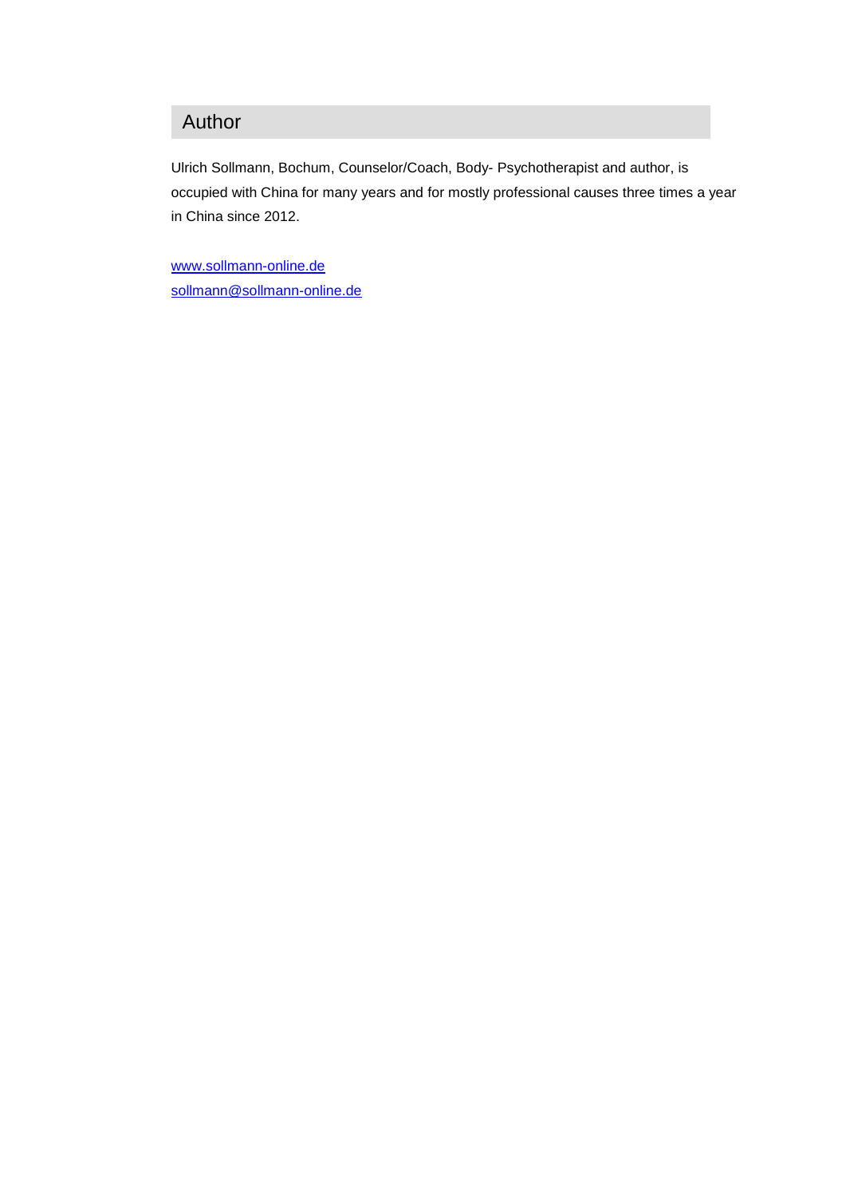## Author

Ulrich Sollmann, Bochum, Counselor/Coach, Body- Psychotherapist and author, is occupied with China for many years and for mostly professional causes three times a year in China since 2012.

[www.sollmann-online.de](http://www.sollmann-online.de)
[sollmann@sollmann-online.de](mailto:sollmann@sollmann-online.de)